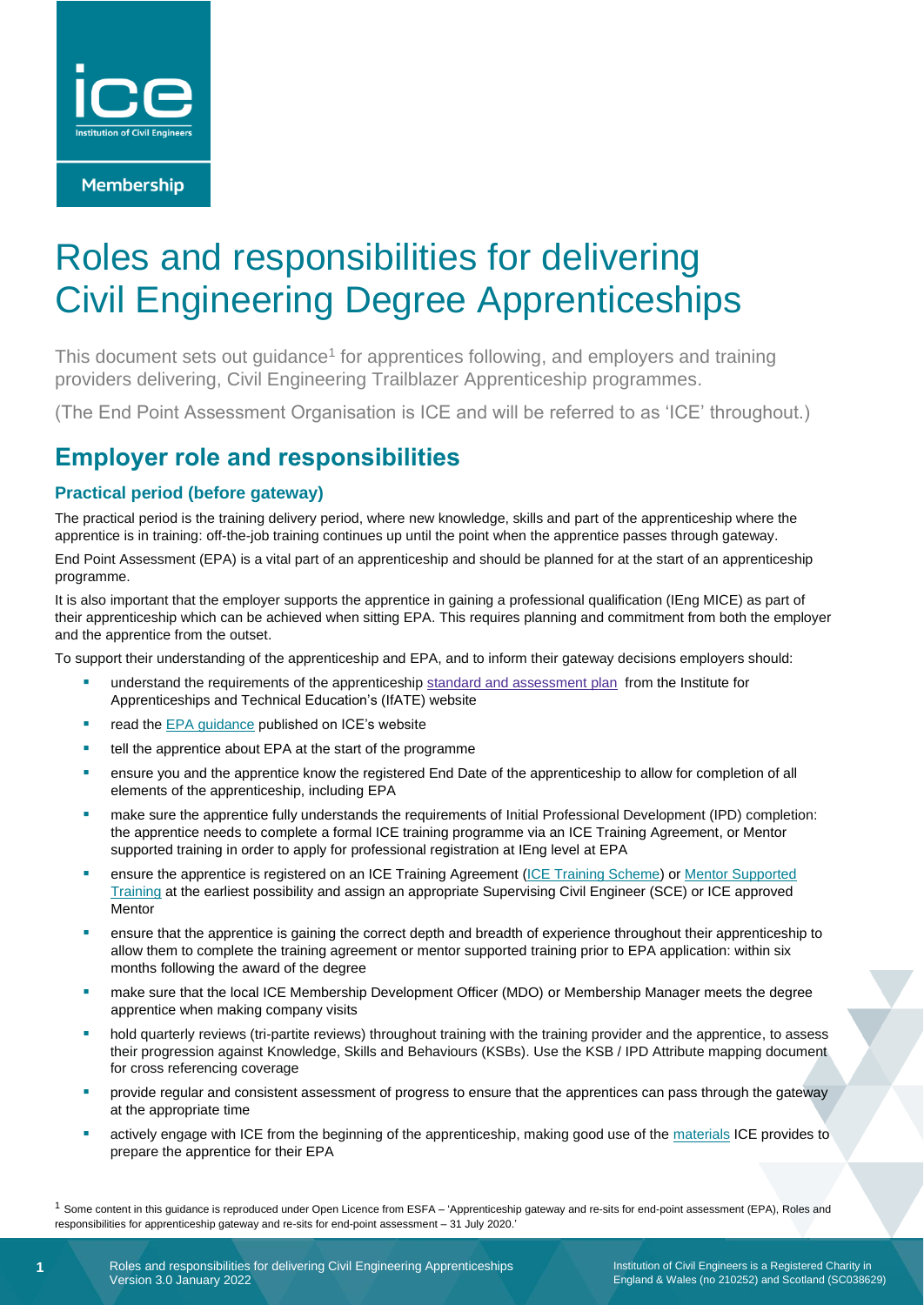# Roles and responsibilities for delivering Civil Engineering Degree Apprenticeships

This document sets out guidance[1] for apprentices following, and employers and training providers delivering, Civil Engineering Trailblazer Apprenticeship programmes.

(The End Point Assessment Organisation is ICE and will be referred to as 'ICE' throughout.)

## Employer role and responsibilities

### Practical period (before gateway)

The practical period is the training delivery period, where new knowledge, skills and part of the apprenticeship where the apprentice is in training: off-the-job training continues up until the point when the apprentice passes through gateway.

End Point Assessment (EPA) is a vital part of an apprenticeship and should be planned for at the start of an apprenticeship programme.

It is also important that the employer supports the apprentice in gaining a professional qualification (IEng MICE) as part of their apprenticeship which can be achieved when sitting EPA. This requires planning and commitment from both the employer and the apprentice from the outset.

To support their understanding of the apprenticeship and EPA, and to inform their gateway decisions employers should:

- understand the requirements of the apprenticeship standard and assessment plan from the Institute for Apprenticeships and Technical Education's (IfATE) website
- read the EPA guidance published on ICE's website
- tell the apprentice about EPA at the start of the programme
- ensure you and the apprentice know the registered End Date of the apprenticeship to allow for completion of all elements of the apprenticeship, including EPA
- make sure the apprentice fully understands the requirements of Initial Professional Development (IPD) completion: the apprentice needs to complete a formal ICE training programme via an ICE Training Agreement, or Mentor supported training in order to apply for professional registration at IEng level at EPA
- ensure the apprentice is registered on an ICE Training Agreement (ICE Training Scheme) or Mentor Supported Training at the earliest possibility and assign an appropriate Supervising Civil Engineer (SCE) or ICE approved Mentor
- ensure that the apprentice is gaining the correct depth and breadth of experience throughout their apprenticeship to allow them to complete the training agreement or mentor supported training prior to EPA application: within six months following the award of the degree
- make sure that the local ICE Membership Development Officer (MDO) or Membership Manager meets the degree apprentice when making company visits
- hold quarterly reviews (tri-partite reviews) throughout training with the training provider and the apprentice, to assess their progression against Knowledge, Skills and Behaviours (KSBs). Use the KSB / IPD Attribute mapping document for cross referencing coverage
- provide regular and consistent assessment of progress to ensure that the apprentices can pass through the gateway at the appropriate time
- actively engage with ICE from the beginning of the apprenticeship, making good use of the materials ICE provides to prepare the apprentice for their EPA

[1] Some content in this guidance is reproduced under Open Licence from ESFA – 'Apprenticeship gateway and re-sits for end-point assessment (EPA), Roles and responsibilities for apprenticeship gateway and re-sits for end-point assessment – 31 July 2020.'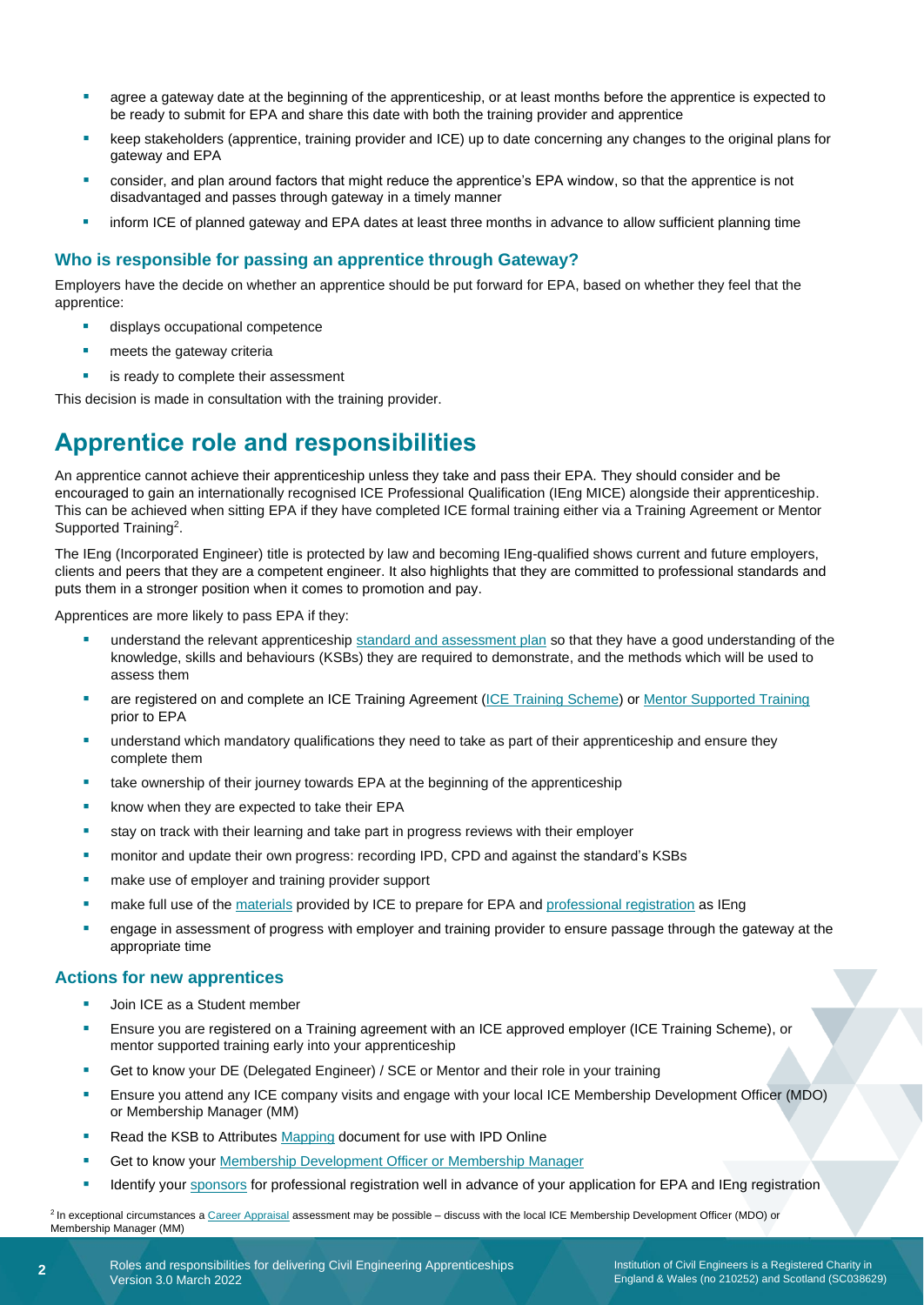- agree a gateway date at the beginning of the apprenticeship, or at least months before the apprentice is expected to be ready to submit for EPA and share this date with both the training provider and apprentice
- keep stakeholders (apprentice, training provider and ICE) up to date concerning any changes to the original plans for gateway and EPA
- consider, and plan around factors that might reduce the apprentice's EPA window, so that the apprentice is not disadvantaged and passes through gateway in a timely manner
- inform ICE of planned gateway and EPA dates at least three months in advance to allow sufficient planning time

### Who is responsible for passing an apprentice through Gateway?

Employers have the decide on whether an apprentice should be put forward for EPA, based on whether they feel that the apprentice:

- displays occupational competence
- meets the gateway criteria
- is ready to complete their assessment

This decision is made in consultation with the training provider.

## Apprentice role and responsibilities

An apprentice cannot achieve their apprenticeship unless they take and pass their EPA. They should consider and be encouraged to gain an internationally recognised ICE Professional Qualification (IEng MICE) alongside their apprenticeship. This can be achieved when sitting EPA if they have completed ICE formal training either via a Training Agreement or Mentor Supported Training[2].

The IEng (Incorporated Engineer) title is protected by law and becoming IEng-qualified shows current and future employers, clients and peers that they are a competent engineer. It also highlights that they are committed to professional standards and puts them in a stronger position when it comes to promotion and pay.

Apprentices are more likely to pass EPA if they:

- understand the relevant apprenticeship standard and assessment plan so that they have a good understanding of the knowledge, skills and behaviours (KSBs) they are required to demonstrate, and the methods which will be used to assess them
- are registered on and complete an ICE Training Agreement (ICE Training Scheme) or Mentor Supported Training prior to EPA
- understand which mandatory qualifications they need to take as part of their apprenticeship and ensure they complete them
- take ownership of their journey towards EPA at the beginning of the apprenticeship
- know when they are expected to take their EPA
- stay on track with their learning and take part in progress reviews with their employer
- monitor and update their own progress: recording IPD, CPD and against the standard's KSBs
- make use of employer and training provider support
- make full use of the materials provided by ICE to prepare for EPA and professional registration as IEng
- engage in assessment of progress with employer and training provider to ensure passage through the gateway at the appropriate time

### Actions for new apprentices

- Join ICE as a Student member
- Ensure you are registered on a Training agreement with an ICE approved employer (ICE Training Scheme), or mentor supported training early into your apprenticeship
- Get to know your DE (Delegated Engineer) / SCE or Mentor and their role in your training
- Ensure you attend any ICE company visits and engage with your local ICE Membership Development Officer (MDO) or Membership Manager (MM)
- Read the KSB to Attributes Mapping document for use with IPD Online
- Get to know your Membership Development Officer or Membership Manager
- Identify your sponsors for professional registration well in advance of your application for EPA and IEng registration

[2] In exceptional circumstances a Career Appraisal assessment may be possible – discuss with the local ICE Membership Development Officer (MDO) or Membership Manager (MM)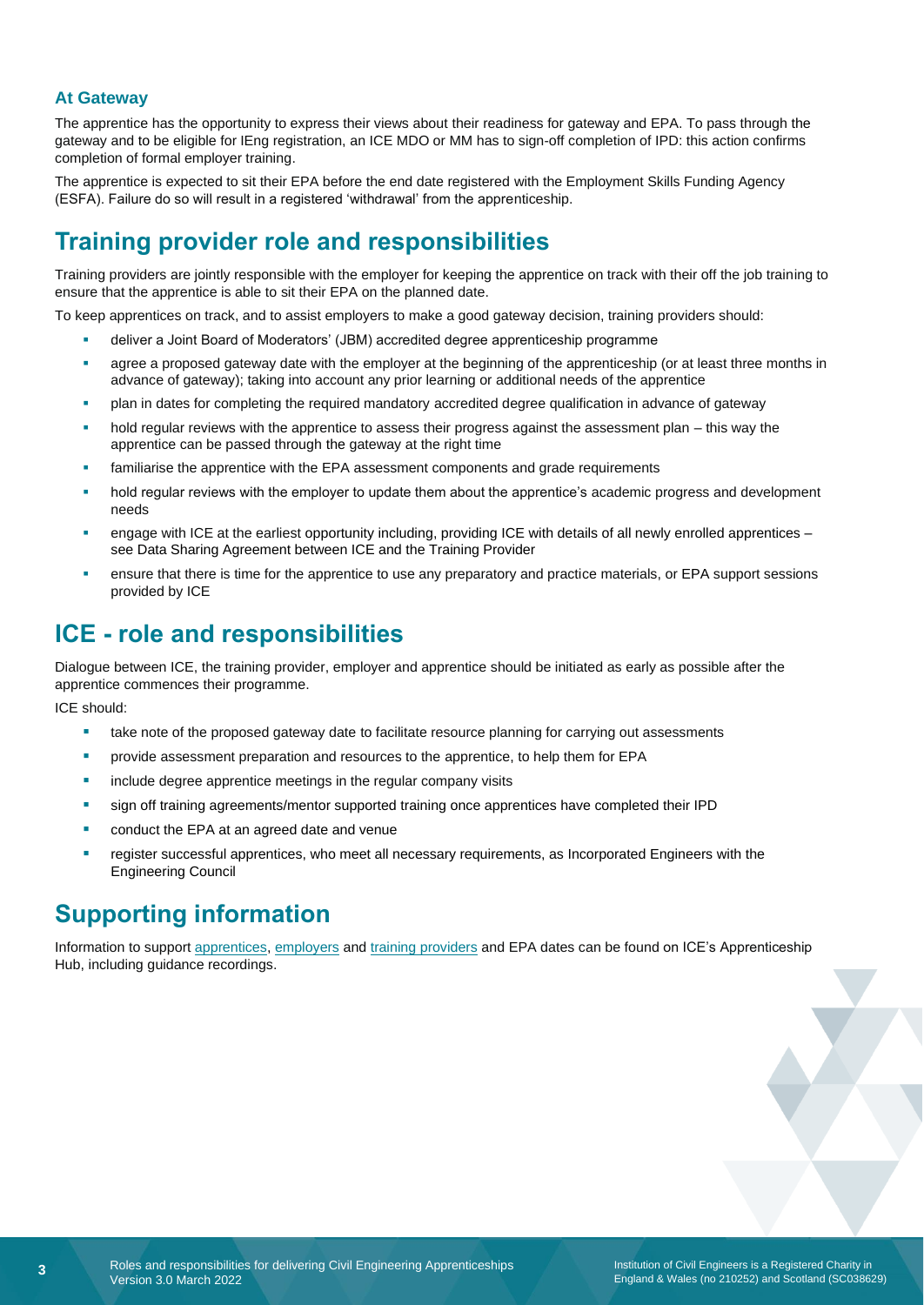### At Gateway

The apprentice has the opportunity to express their views about their readiness for gateway and EPA. To pass through the gateway and to be eligible for IEng registration, an ICE MDO or MM has to sign-off completion of IPD: this action confirms completion of formal employer training.

The apprentice is expected to sit their EPA before the end date registered with the Employment Skills Funding Agency (ESFA). Failure do so will result in a registered 'withdrawal' from the apprenticeship.

## Training provider role and responsibilities

Training providers are jointly responsible with the employer for keeping the apprentice on track with their off the job training to ensure that the apprentice is able to sit their EPA on the planned date.

To keep apprentices on track, and to assist employers to make a good gateway decision, training providers should:

- deliver a Joint Board of Moderators' (JBM) accredited degree apprenticeship programme
- agree a proposed gateway date with the employer at the beginning of the apprenticeship (or at least three months in advance of gateway); taking into account any prior learning or additional needs of the apprentice
- plan in dates for completing the required mandatory accredited degree qualification in advance of gateway
- hold regular reviews with the apprentice to assess their progress against the assessment plan – this way the apprentice can be passed through the gateway at the right time
- familiarise the apprentice with the EPA assessment components and grade requirements
- hold regular reviews with the employer to update them about the apprentice's academic progress and development needs
- engage with ICE at the earliest opportunity including, providing ICE with details of all newly enrolled apprentices – see Data Sharing Agreement between ICE and the Training Provider
- ensure that there is time for the apprentice to use any preparatory and practice materials, or EPA support sessions provided by ICE

## ICE - role and responsibilities

Dialogue between ICE, the training provider, employer and apprentice should be initiated as early as possible after the apprentice commences their programme.

ICE should:

- take note of the proposed gateway date to facilitate resource planning for carrying out assessments
- provide assessment preparation and resources to the apprentice, to help them for EPA
- include degree apprentice meetings in the regular company visits
- sign off training agreements/mentor supported training once apprentices have completed their IPD
- conduct the EPA at an agreed date and venue
- register successful apprentices, who meet all necessary requirements, as Incorporated Engineers with the Engineering Council

## Supporting information

Information to support apprentices, employers and training providers and EPA dates can be found on ICE's Apprenticeship Hub, including guidance recordings.